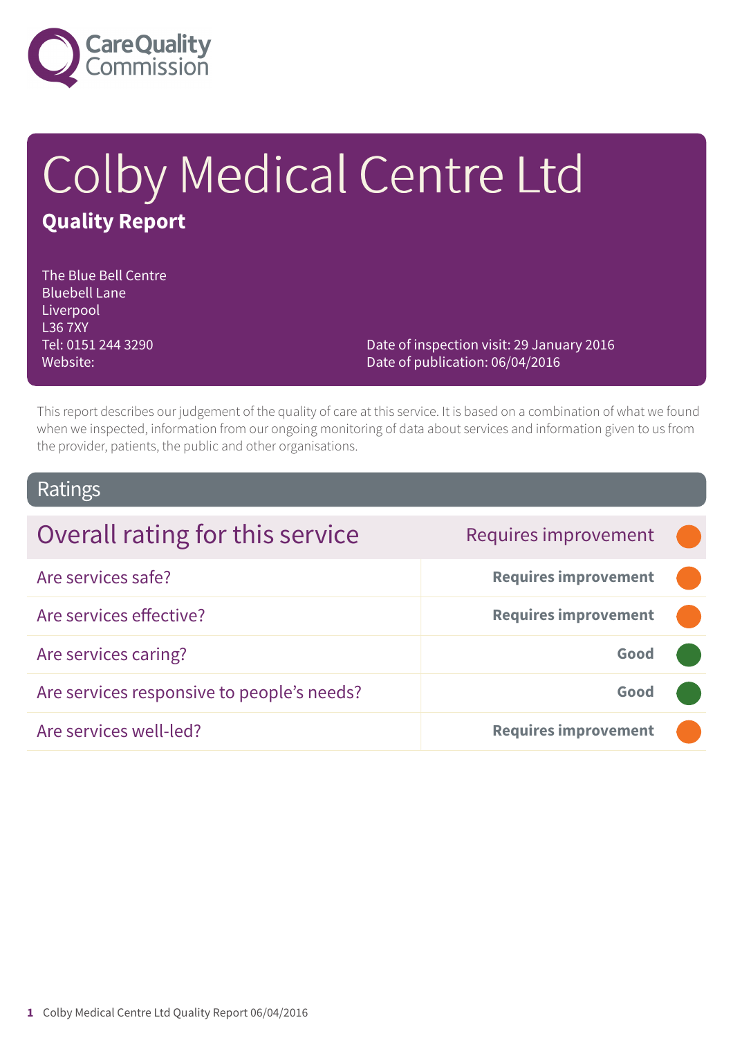# Colby Medical Centre Ltd

**Quality Report**

The Blue Bell Centre
Bluebell Lane
Liverpool
L36 7XY
Tel: 0151 244 3290
Website:

Date of inspection visit: 29 January 2016
Date of publication: 06/04/2016

This report describes our judgement of the quality of care at this service. It is based on a combination of what we found when we inspected, information from our ongoing monitoring of data about services and information given to us from the provider, patients, the public and other organisations.

## Ratings

| Overall rating for this service | Requires improvement |
|---|---|
| Are services safe? | **Requires improvement** |
| Are services effective? | **Requires improvement** |
| Are services caring? | **Good** |
| Are services responsive to people's needs? | **Good** |
| Are services well-led? | **Requires improvement** |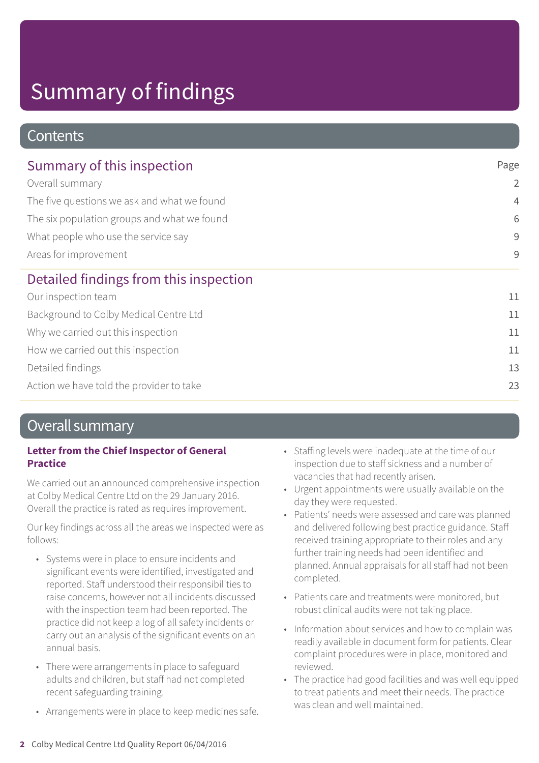# Summary of findings

## Contents

| Summary of this inspection | Page |
|---|---|
| Overall summary | 2 |
| The five questions we ask and what we found | 4 |
| The six population groups and what we found | 6 |
| What people who use the service say | 9 |
| Areas for improvement | 9 |

| Detailed findings from this inspection | |
|---|---|
| Our inspection team | 11 |
| Background to Colby Medical Centre Ltd | 11 |
| Why we carried out this inspection | 11 |
| How we carried out this inspection | 11 |
| Detailed findings | 13 |
| Action we have told the provider to take | 23 |

## Overall summary

### Letter from the Chief Inspector of General Practice

We carried out an announced comprehensive inspection at Colby Medical Centre Ltd on the 29 January 2016. Overall the practice is rated as requires improvement.

Our key findings across all the areas we inspected were as follows:

- Systems were in place to ensure incidents and significant events were identified, investigated and reported. Staff understood their responsibilities to raise concerns, however not all incidents discussed with the inspection team had been reported. The practice did not keep a log of all safety incidents or carry out an analysis of the significant events on an annual basis.
- There were arrangements in place to safeguard adults and children, but staff had not completed recent safeguarding training.
- Arrangements were in place to keep medicines safe.
- Staffing levels were inadequate at the time of our inspection due to staff sickness and a number of vacancies that had recently arisen.
- Urgent appointments were usually available on the day they were requested.
- Patients' needs were assessed and care was planned and delivered following best practice guidance. Staff received training appropriate to their roles and any further training needs had been identified and planned. Annual appraisals for all staff had not been completed.
- Patients care and treatments were monitored, but robust clinical audits were not taking place.
- Information about services and how to complain was readily available in document form for patients. Clear complaint procedures were in place, monitored and reviewed.
- The practice had good facilities and was well equipped to treat patients and meet their needs. The practice was clean and well maintained.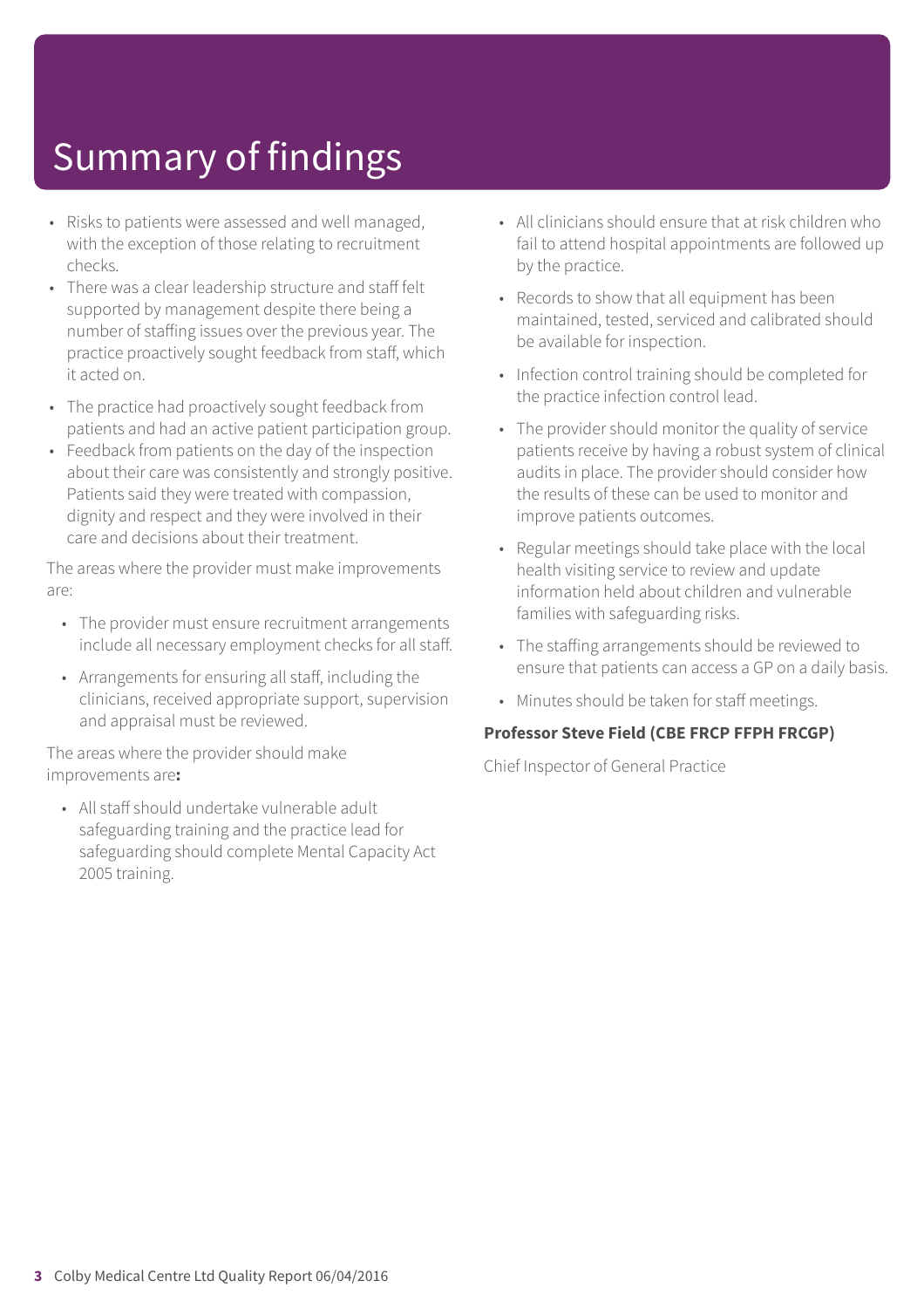# Summary of findings

- Risks to patients were assessed and well managed, with the exception of those relating to recruitment checks.
- There was a clear leadership structure and staff felt supported by management despite there being a number of staffing issues over the previous year. The practice proactively sought feedback from staff, which it acted on.
- The practice had proactively sought feedback from patients and had an active patient participation group.
- Feedback from patients on the day of the inspection about their care was consistently and strongly positive. Patients said they were treated with compassion, dignity and respect and they were involved in their care and decisions about their treatment.

The areas where the provider must make improvements are:

- The provider must ensure recruitment arrangements include all necessary employment checks for all staff.
- Arrangements for ensuring all staff, including the clinicians, received appropriate support, supervision and appraisal must be reviewed.

The areas where the provider should make improvements are**:**

- All staff should undertake vulnerable adult safeguarding training and the practice lead for safeguarding should complete Mental Capacity Act 2005 training.
- All clinicians should ensure that at risk children who fail to attend hospital appointments are followed up by the practice.
- Records to show that all equipment has been maintained, tested, serviced and calibrated should be available for inspection.
- Infection control training should be completed for the practice infection control lead.
- The provider should monitor the quality of service patients receive by having a robust system of clinical audits in place. The provider should consider how the results of these can be used to monitor and improve patients outcomes.
- Regular meetings should take place with the local health visiting service to review and update information held about children and vulnerable families with safeguarding risks.
- The staffing arrangements should be reviewed to ensure that patients can access a GP on a daily basis.
- Minutes should be taken for staff meetings.

**Professor Steve Field (CBE FRCP FFPH FRCGP)**

Chief Inspector of General Practice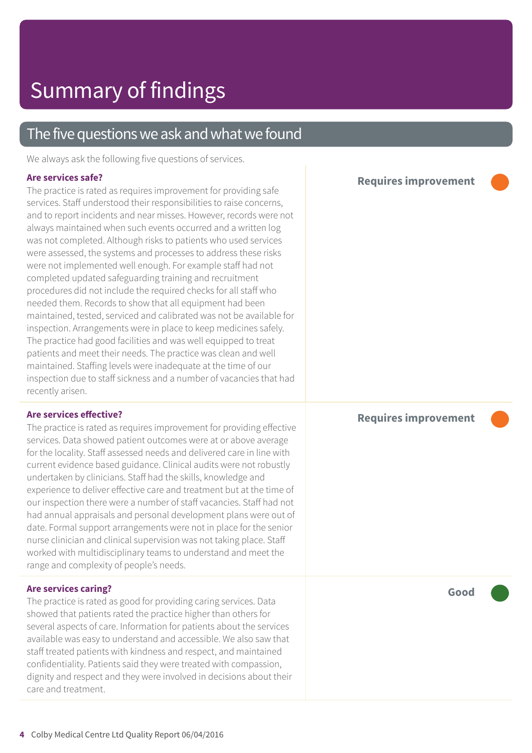# Summary of findings

## The five questions we ask and what we found

We always ask the following five questions of services.

**Are services safe?**

**Requires improvement**

The practice is rated as requires improvement for providing safe services. Staff understood their responsibilities to raise concerns, and to report incidents and near misses. However, records were not always maintained when such events occurred and a written log was not completed. Although risks to patients who used services were assessed, the systems and processes to address these risks were not implemented well enough. For example staff had not completed updated safeguarding training and recruitment procedures did not include the required checks for all staff who needed them. Records to show that all equipment had been maintained, tested, serviced and calibrated was not be available for inspection. Arrangements were in place to keep medicines safely. The practice had good facilities and was well equipped to treat patients and meet their needs. The practice was clean and well maintained. Staffing levels were inadequate at the time of our inspection due to staff sickness and a number of vacancies that had recently arisen.

**Are services effective?**

**Requires improvement**

The practice is rated as requires improvement for providing effective services. Data showed patient outcomes were at or above average for the locality. Staff assessed needs and delivered care in line with current evidence based guidance. Clinical audits were not robustly undertaken by clinicians. Staff had the skills, knowledge and experience to deliver effective care and treatment but at the time of our inspection there were a number of staff vacancies. Staff had not had annual appraisals and personal development plans were out of date. Formal support arrangements were not in place for the senior nurse clinician and clinical supervision was not taking place. Staff worked with multidisciplinary teams to understand and meet the range and complexity of people's needs.

**Are services caring?**

**Good**

The practice is rated as good for providing caring services. Data showed that patients rated the practice higher than others for several aspects of care. Information for patients about the services available was easy to understand and accessible. We also saw that staff treated patients with kindness and respect, and maintained confidentiality. Patients said they were treated with compassion, dignity and respect and they were involved in decisions about their care and treatment.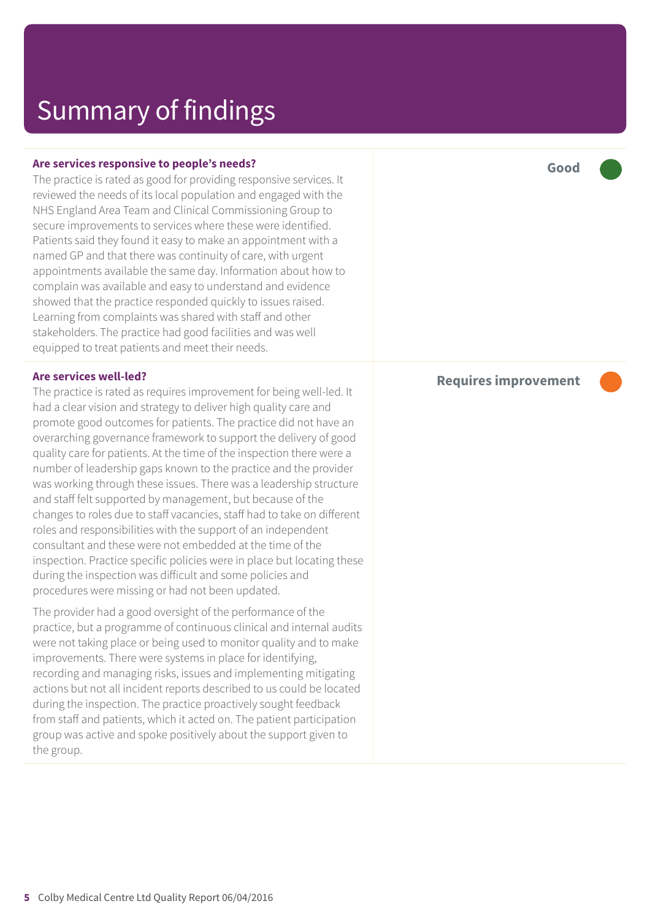# Summary of findings

**Are services responsive to people's needs?**

**Good**

The practice is rated as good for providing responsive services. It reviewed the needs of its local population and engaged with the NHS England Area Team and Clinical Commissioning Group to secure improvements to services where these were identified. Patients said they found it easy to make an appointment with a named GP and that there was continuity of care, with urgent appointments available the same day. Information about how to complain was available and easy to understand and evidence showed that the practice responded quickly to issues raised. Learning from complaints was shared with staff and other stakeholders. The practice had good facilities and was well equipped to treat patients and meet their needs.

**Are services well-led?**

**Requires improvement**

The practice is rated as requires improvement for being well-led. It had a clear vision and strategy to deliver high quality care and promote good outcomes for patients. The practice did not have an overarching governance framework to support the delivery of good quality care for patients. At the time of the inspection there were a number of leadership gaps known to the practice and the provider was working through these issues. There was a leadership structure and staff felt supported by management, but because of the changes to roles due to staff vacancies, staff had to take on different roles and responsibilities with the support of an independent consultant and these were not embedded at the time of the inspection. Practice specific policies were in place but locating these during the inspection was difficult and some policies and procedures were missing or had not been updated.

The provider had a good oversight of the performance of the practice, but a programme of continuous clinical and internal audits were not taking place or being used to monitor quality and to make improvements. There were systems in place for identifying, recording and managing risks, issues and implementing mitigating actions but not all incident reports described to us could be located during the inspection. The practice proactively sought feedback from staff and patients, which it acted on. The patient participation group was active and spoke positively about the support given to the group.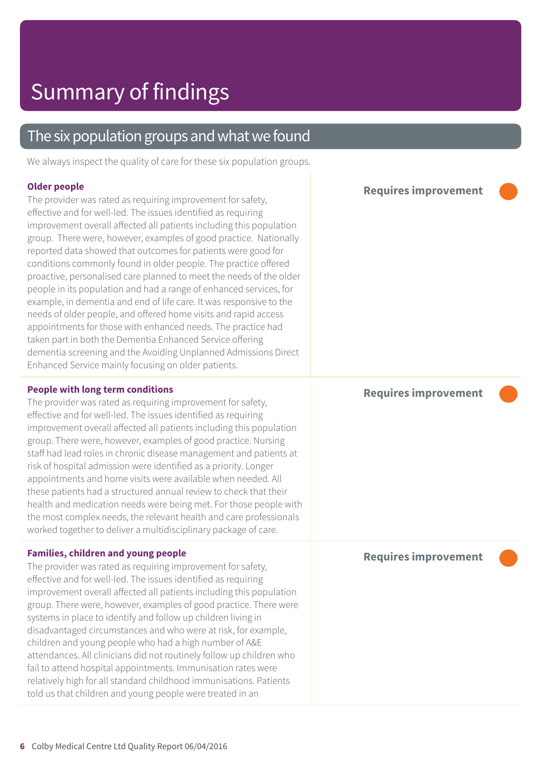# Summary of findings

## The six population groups and what we found

We always inspect the quality of care for these six population groups.

### Older people

**Requires improvement**

The provider was rated as requiring improvement for safety, effective and for well-led. The issues identified as requiring improvement overall affected all patients including this population group. There were, however, examples of good practice. Nationally reported data showed that outcomes for patients were good for conditions commonly found in older people. The practice offered proactive, personalised care planned to meet the needs of the older people in its population and had a range of enhanced services, for example, in dementia and end of life care. It was responsive to the needs of older people, and offered home visits and rapid access appointments for those with enhanced needs. The practice had taken part in both the Dementia Enhanced Service offering dementia screening and the Avoiding Unplanned Admissions Direct Enhanced Service mainly focusing on older patients.

### People with long term conditions

**Requires improvement**

The provider was rated as requiring improvement for safety, effective and for well-led. The issues identified as requiring improvement overall affected all patients including this population group. There were, however, examples of good practice. Nursing staff had lead roles in chronic disease management and patients at risk of hospital admission were identified as a priority. Longer appointments and home visits were available when needed. All these patients had a structured annual review to check that their health and medication needs were being met. For those people with the most complex needs, the relevant health and care professionals worked together to deliver a multidisciplinary package of care.

### Families, children and young people

**Requires improvement**

The provider was rated as requiring improvement for safety, effective and for well-led. The issues identified as requiring improvement overall affected all patients including this population group. There were, however, examples of good practice. There were systems in place to identify and follow up children living in disadvantaged circumstances and who were at risk, for example, children and young people who had a high number of A&E attendances. All clinicians did not routinely follow up children who fail to attend hospital appointments. Immunisation rates were relatively high for all standard childhood immunisations. Patients told us that children and young people were treated in an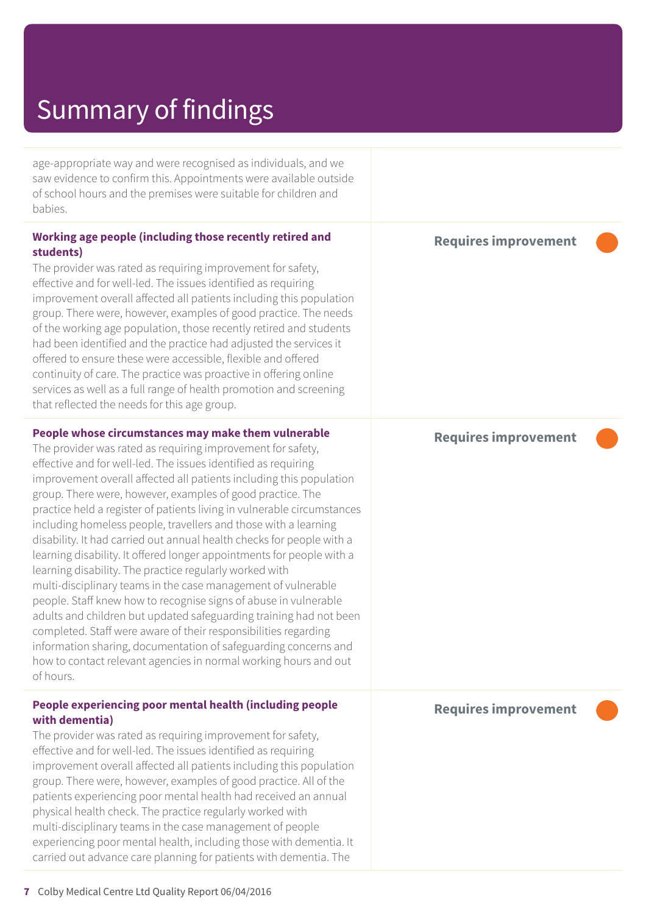# Summary of findings

age-appropriate way and were recognised as individuals, and we saw evidence to confirm this. Appointments were available outside of school hours and the premises were suitable for children and babies.

**Working age people (including those recently retired and students)**

**Requires improvement**

The provider was rated as requiring improvement for safety, effective and for well-led. The issues identified as requiring improvement overall affected all patients including this population group. There were, however, examples of good practice. The needs of the working age population, those recently retired and students had been identified and the practice had adjusted the services it offered to ensure these were accessible, flexible and offered continuity of care. The practice was proactive in offering online services as well as a full range of health promotion and screening that reflected the needs for this age group.

**People whose circumstances may make them vulnerable**

**Requires improvement**

The provider was rated as requiring improvement for safety, effective and for well-led. The issues identified as requiring improvement overall affected all patients including this population group. There were, however, examples of good practice. The practice held a register of patients living in vulnerable circumstances including homeless people, travellers and those with a learning disability. It had carried out annual health checks for people with a learning disability. It offered longer appointments for people with a learning disability. The practice regularly worked with multi-disciplinary teams in the case management of vulnerable people. Staff knew how to recognise signs of abuse in vulnerable adults and children but updated safeguarding training had not been completed. Staff were aware of their responsibilities regarding information sharing, documentation of safeguarding concerns and how to contact relevant agencies in normal working hours and out of hours.

**People experiencing poor mental health (including people with dementia)**

**Requires improvement**

The provider was rated as requiring improvement for safety, effective and for well-led. The issues identified as requiring improvement overall affected all patients including this population group. There were, however, examples of good practice. All of the patients experiencing poor mental health had received an annual physical health check. The practice regularly worked with multi-disciplinary teams in the case management of people experiencing poor mental health, including those with dementia. It carried out advance care planning for patients with dementia. The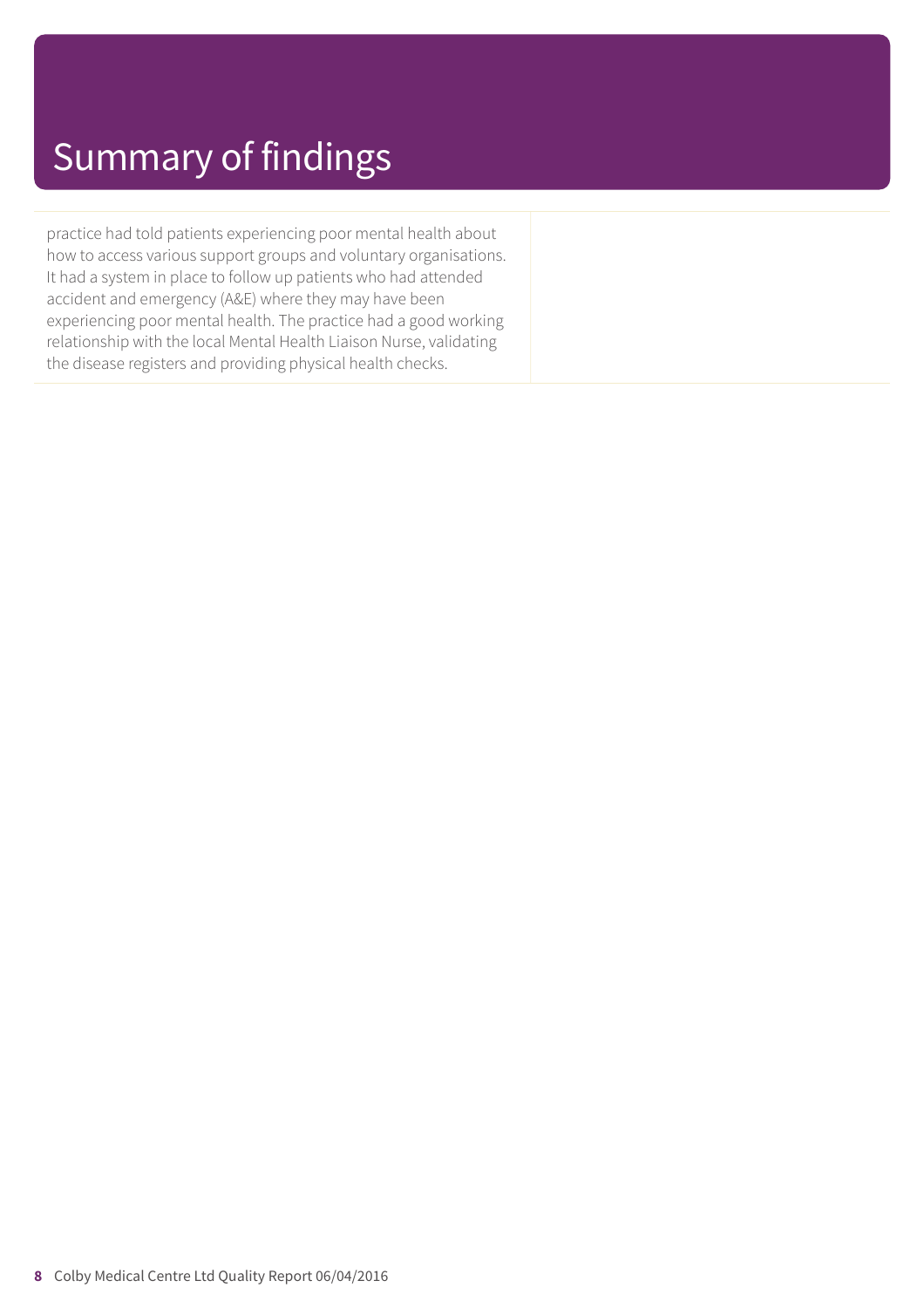# Summary of findings

practice had told patients experiencing poor mental health about how to access various support groups and voluntary organisations. It had a system in place to follow up patients who had attended accident and emergency (A&E) where they may have been experiencing poor mental health. The practice had a good working relationship with the local Mental Health Liaison Nurse, validating the disease registers and providing physical health checks.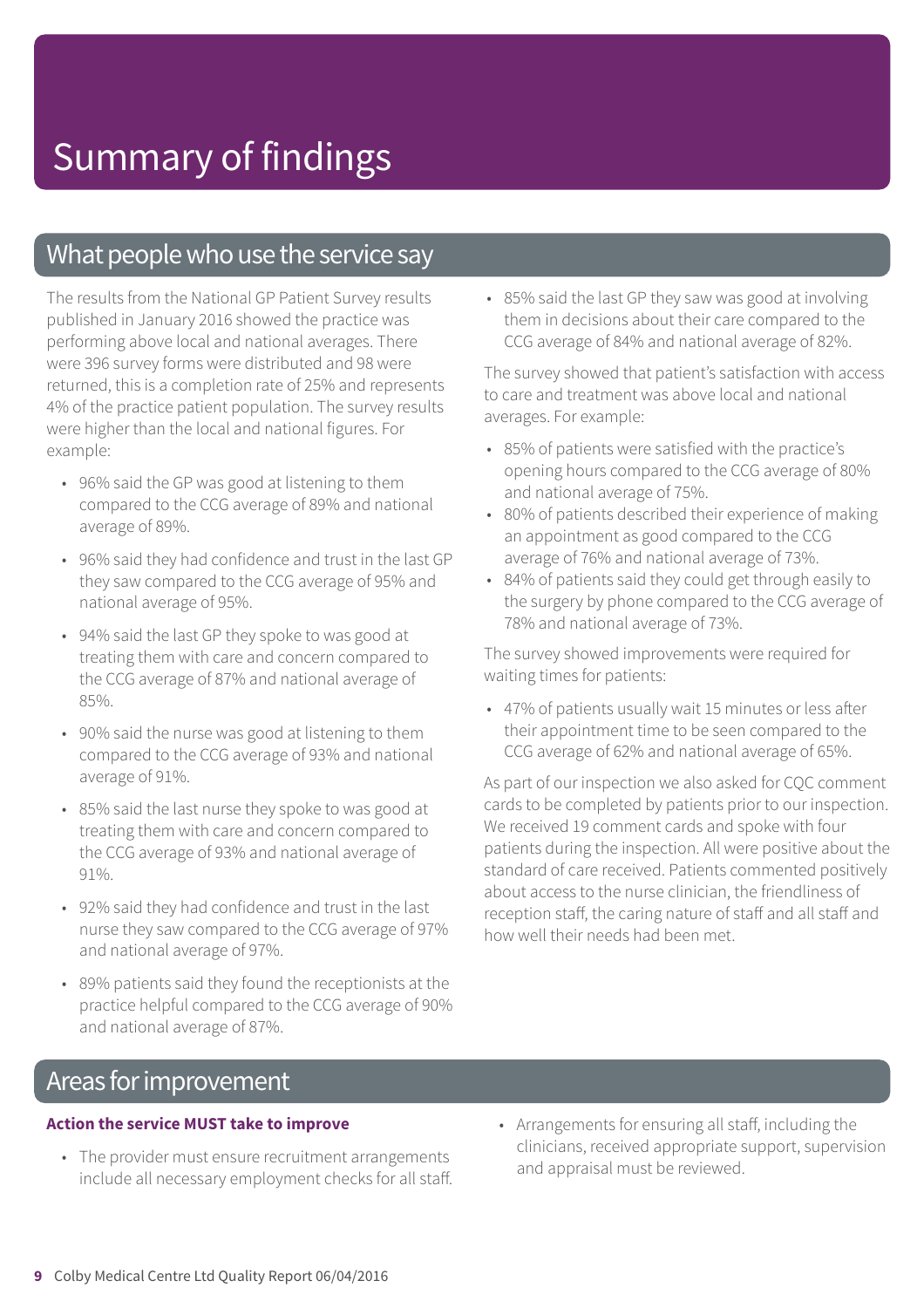# Summary of findings

## What people who use the service say

The results from the National GP Patient Survey results published in January 2016 showed the practice was performing above local and national averages. There were 396 survey forms were distributed and 98 were returned, this is a completion rate of 25% and represents 4% of the practice patient population. The survey results were higher than the local and national figures. For example:

- 96% said the GP was good at listening to them compared to the CCG average of 89% and national average of 89%.
- 96% said they had confidence and trust in the last GP they saw compared to the CCG average of 95% and national average of 95%.
- 94% said the last GP they spoke to was good at treating them with care and concern compared to the CCG average of 87% and national average of 85%.
- 90% said the nurse was good at listening to them compared to the CCG average of 93% and national average of 91%.
- 85% said the last nurse they spoke to was good at treating them with care and concern compared to the CCG average of 93% and national average of 91%.
- 92% said they had confidence and trust in the last nurse they saw compared to the CCG average of 97% and national average of 97%.
- 89% patients said they found the receptionists at the practice helpful compared to the CCG average of 90% and national average of 87%.
- 85% said the last GP they saw was good at involving them in decisions about their care compared to the CCG average of 84% and national average of 82%.

The survey showed that patient's satisfaction with access to care and treatment was above local and national averages. For example:

- 85% of patients were satisfied with the practice's opening hours compared to the CCG average of 80% and national average of 75%.
- 80% of patients described their experience of making an appointment as good compared to the CCG average of 76% and national average of 73%.
- 84% of patients said they could get through easily to the surgery by phone compared to the CCG average of 78% and national average of 73%.

The survey showed improvements were required for waiting times for patients:

- 47% of patients usually wait 15 minutes or less after their appointment time to be seen compared to the CCG average of 62% and national average of 65%.

As part of our inspection we also asked for CQC comment cards to be completed by patients prior to our inspection. We received 19 comment cards and spoke with four patients during the inspection. All were positive about the standard of care received. Patients commented positively about access to the nurse clinician, the friendliness of reception staff, the caring nature of staff and all staff and how well their needs had been met.

## Areas for improvement

**Action the service MUST take to improve**

- The provider must ensure recruitment arrangements include all necessary employment checks for all staff.
- Arrangements for ensuring all staff, including the clinicians, received appropriate support, supervision and appraisal must be reviewed.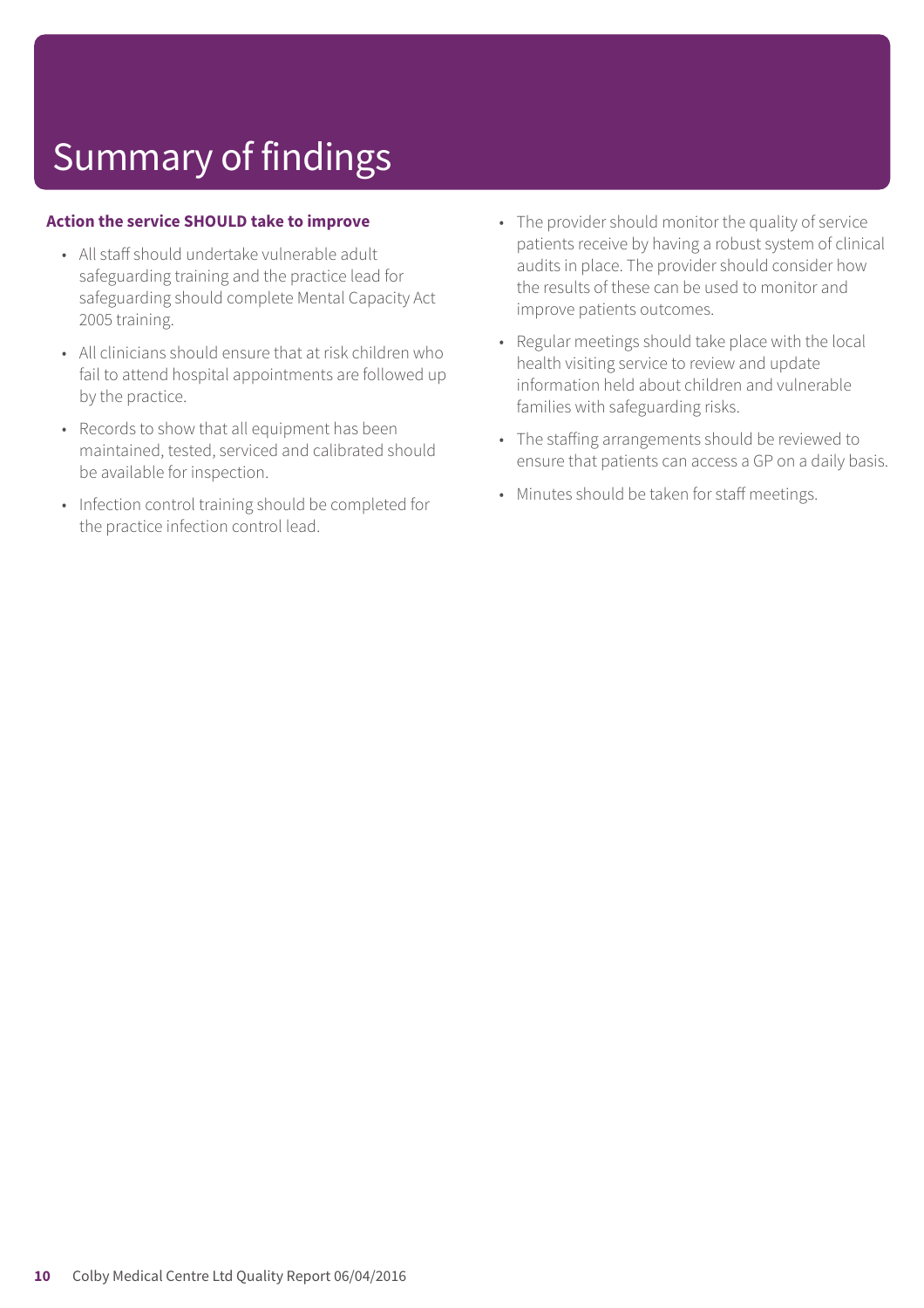# Summary of findings

**Action the service SHOULD take to improve**

- All staff should undertake vulnerable adult safeguarding training and the practice lead for safeguarding should complete Mental Capacity Act 2005 training.
- All clinicians should ensure that at risk children who fail to attend hospital appointments are followed up by the practice.
- Records to show that all equipment has been maintained, tested, serviced and calibrated should be available for inspection.
- Infection control training should be completed for the practice infection control lead.
- The provider should monitor the quality of service patients receive by having a robust system of clinical audits in place. The provider should consider how the results of these can be used to monitor and improve patients outcomes.
- Regular meetings should take place with the local health visiting service to review and update information held about children and vulnerable families with safeguarding risks.
- The staffing arrangements should be reviewed to ensure that patients can access a GP on a daily basis.
- Minutes should be taken for staff meetings.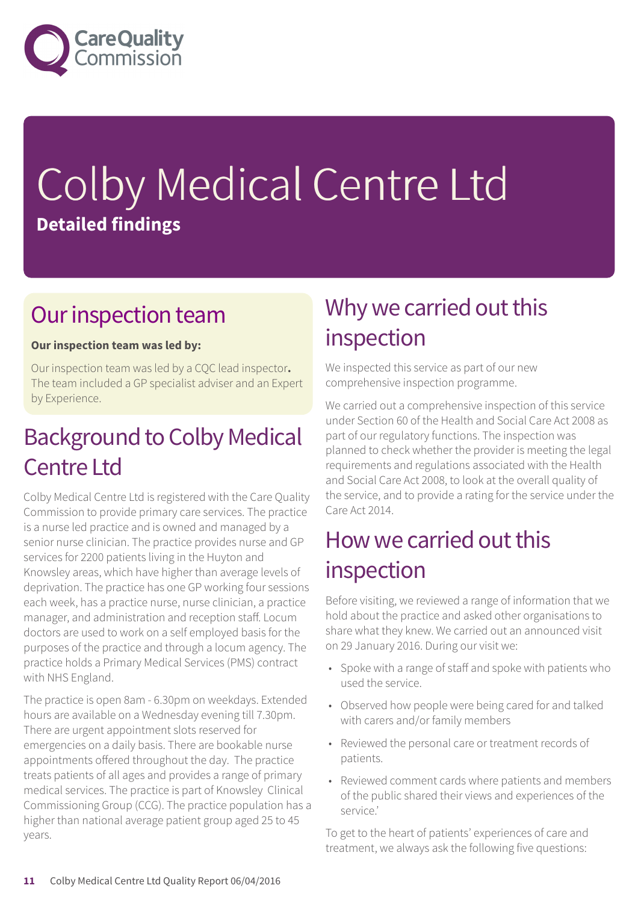# Colby Medical Centre Ltd

**Detailed findings**

## Our inspection team

**Our inspection team was led by:**

Our inspection team was led by a CQC lead inspector**.** The team included a GP specialist adviser and an Expert by Experience.

## Background to Colby Medical Centre Ltd

Colby Medical Centre Ltd is registered with the Care Quality Commission to provide primary care services. The practice is a nurse led practice and is owned and managed by a senior nurse clinician. The practice provides nurse and GP services for 2200 patients living in the Huyton and Knowsley areas, which have higher than average levels of deprivation. The practice has one GP working four sessions each week, has a practice nurse, nurse clinician, a practice manager, and administration and reception staff. Locum doctors are used to work on a self employed basis for the purposes of the practice and through a locum agency. The practice holds a Primary Medical Services (PMS) contract with NHS England.

The practice is open 8am - 6.30pm on weekdays. Extended hours are available on a Wednesday evening till 7.30pm. There are urgent appointment slots reserved for emergencies on a daily basis. There are bookable nurse appointments offered throughout the day. The practice treats patients of all ages and provides a range of primary medical services. The practice is part of Knowsley Clinical Commissioning Group (CCG). The practice population has a higher than national average patient group aged 25 to 45 years.

## Why we carried out this inspection

We inspected this service as part of our new comprehensive inspection programme.

We carried out a comprehensive inspection of this service under Section 60 of the Health and Social Care Act 2008 as part of our regulatory functions. The inspection was planned to check whether the provider is meeting the legal requirements and regulations associated with the Health and Social Care Act 2008, to look at the overall quality of the service, and to provide a rating for the service under the Care Act 2014.

## How we carried out this inspection

Before visiting, we reviewed a range of information that we hold about the practice and asked other organisations to share what they knew. We carried out an announced visit on 29 January 2016. During our visit we:

- Spoke with a range of staff and spoke with patients who used the service.
- Observed how people were being cared for and talked with carers and/or family members
- Reviewed the personal care or treatment records of patients.
- Reviewed comment cards where patients and members of the public shared their views and experiences of the service.'

To get to the heart of patients' experiences of care and treatment, we always ask the following five questions: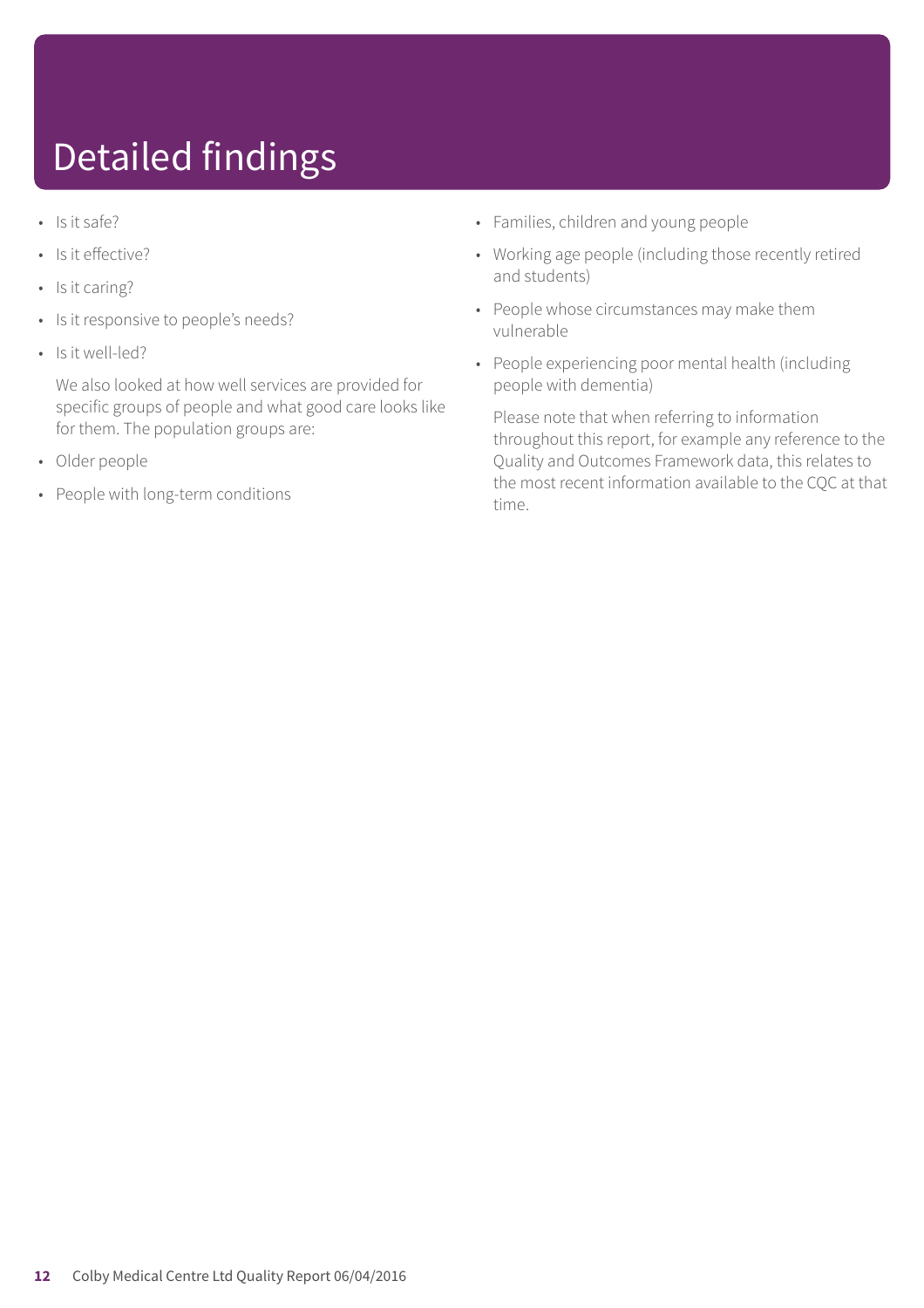# Detailed findings

- Is it safe?
- Is it effective?
- Is it caring?
- Is it responsive to people's needs?
- Is it well-led?

We also looked at how well services are provided for specific groups of people and what good care looks like for them. The population groups are:

- Older people
- People with long-term conditions
- Families, children and young people
- Working age people (including those recently retired and students)
- People whose circumstances may make them vulnerable
- People experiencing poor mental health (including people with dementia)

Please note that when referring to information throughout this report, for example any reference to the Quality and Outcomes Framework data, this relates to the most recent information available to the CQC at that time.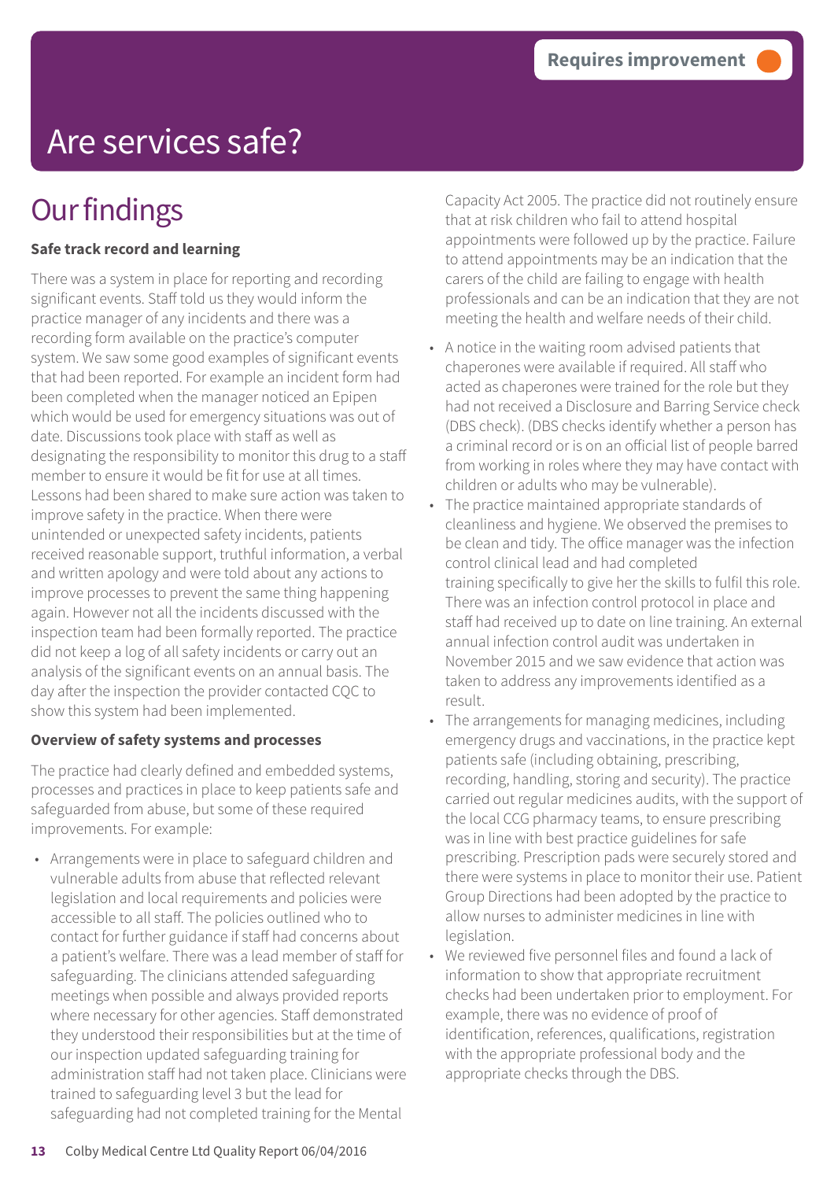Requires improvement

# Are services safe?

## Our findings

**Safe track record and learning**

There was a system in place for reporting and recording significant events. Staff told us they would inform the practice manager of any incidents and there was a recording form available on the practice's computer system. We saw some good examples of significant events that had been reported. For example an incident form had been completed when the manager noticed an Epipen which would be used for emergency situations was out of date. Discussions took place with staff as well as designating the responsibility to monitor this drug to a staff member to ensure it would be fit for use at all times. Lessons had been shared to make sure action was taken to improve safety in the practice. When there were unintended or unexpected safety incidents, patients received reasonable support, truthful information, a verbal and written apology and were told about any actions to improve processes to prevent the same thing happening again. However not all the incidents discussed with the inspection team had been formally reported. The practice did not keep a log of all safety incidents or carry out an analysis of the significant events on an annual basis. The day after the inspection the provider contacted CQC to show this system had been implemented.

**Overview of safety systems and processes**

The practice had clearly defined and embedded systems, processes and practices in place to keep patients safe and safeguarded from abuse, but some of these required improvements. For example:

- Arrangements were in place to safeguard children and vulnerable adults from abuse that reflected relevant legislation and local requirements and policies were accessible to all staff. The policies outlined who to contact for further guidance if staff had concerns about a patient's welfare. There was a lead member of staff for safeguarding. The clinicians attended safeguarding meetings when possible and always provided reports where necessary for other agencies. Staff demonstrated they understood their responsibilities but at the time of our inspection updated safeguarding training for administration staff had not taken place. Clinicians were trained to safeguarding level 3 but the lead for safeguarding had not completed training for the Mental Capacity Act 2005. The practice did not routinely ensure that at risk children who fail to attend hospital appointments were followed up by the practice. Failure to attend appointments may be an indication that the carers of the child are failing to engage with health professionals and can be an indication that they are not meeting the health and welfare needs of their child.
- A notice in the waiting room advised patients that chaperones were available if required. All staff who acted as chaperones were trained for the role but they had not received a Disclosure and Barring Service check (DBS check). (DBS checks identify whether a person has a criminal record or is on an official list of people barred from working in roles where they may have contact with children or adults who may be vulnerable).
- The practice maintained appropriate standards of cleanliness and hygiene. We observed the premises to be clean and tidy. The office manager was the infection control clinical lead and had completed training specifically to give her the skills to fulfil this role. There was an infection control protocol in place and staff had received up to date on line training. An external annual infection control audit was undertaken in November 2015 and we saw evidence that action was taken to address any improvements identified as a result.
- The arrangements for managing medicines, including emergency drugs and vaccinations, in the practice kept patients safe (including obtaining, prescribing, recording, handling, storing and security). The practice carried out regular medicines audits, with the support of the local CCG pharmacy teams, to ensure prescribing was in line with best practice guidelines for safe prescribing. Prescription pads were securely stored and there were systems in place to monitor their use. Patient Group Directions had been adopted by the practice to allow nurses to administer medicines in line with legislation.
- We reviewed five personnel files and found a lack of information to show that appropriate recruitment checks had been undertaken prior to employment. For example, there was no evidence of proof of identification, references, qualifications, registration with the appropriate professional body and the appropriate checks through the DBS.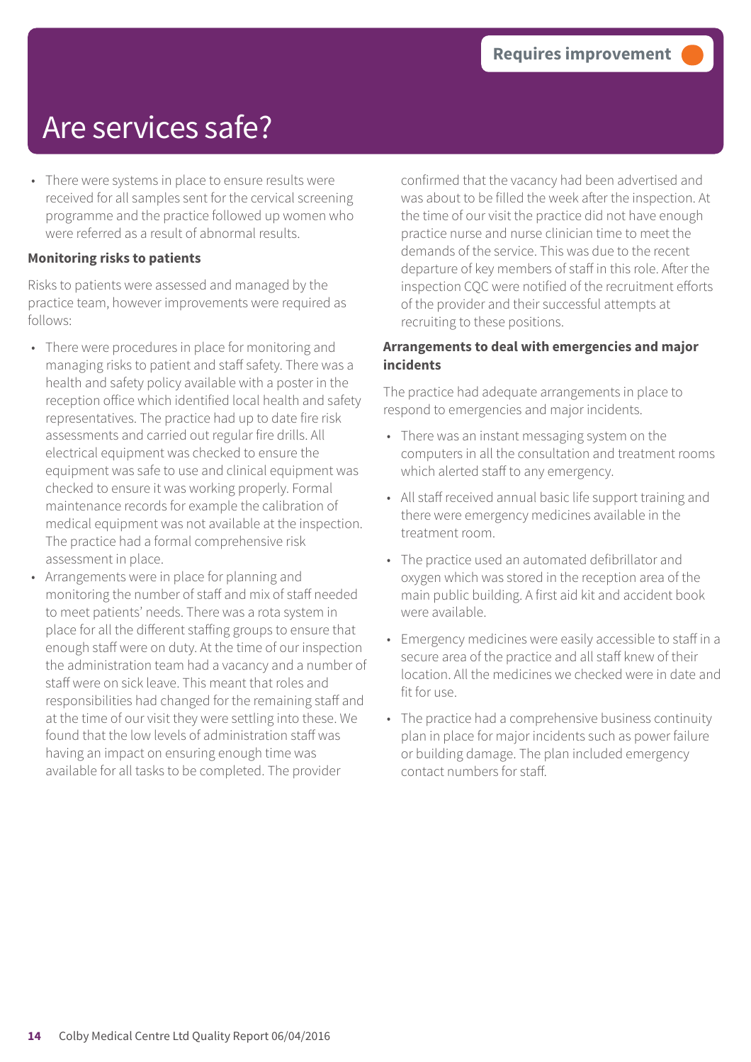Requires improvement

# Are services safe?

- There were systems in place to ensure results were received for all samples sent for the cervical screening programme and the practice followed up women who were referred as a result of abnormal results.

**Monitoring risks to patients**

Risks to patients were assessed and managed by the practice team, however improvements were required as follows:

- There were procedures in place for monitoring and managing risks to patient and staff safety. There was a health and safety policy available with a poster in the reception office which identified local health and safety representatives. The practice had up to date fire risk assessments and carried out regular fire drills. All electrical equipment was checked to ensure the equipment was safe to use and clinical equipment was checked to ensure it was working properly. Formal maintenance records for example the calibration of medical equipment was not available at the inspection. The practice had a formal comprehensive risk assessment in place.
- Arrangements were in place for planning and monitoring the number of staff and mix of staff needed to meet patients' needs. There was a rota system in place for all the different staffing groups to ensure that enough staff were on duty. At the time of our inspection the administration team had a vacancy and a number of staff were on sick leave. This meant that roles and responsibilities had changed for the remaining staff and at the time of our visit they were settling into these. We found that the low levels of administration staff was having an impact on ensuring enough time was available for all tasks to be completed. The provider confirmed that the vacancy had been advertised and was about to be filled the week after the inspection. At the time of our visit the practice did not have enough practice nurse and nurse clinician time to meet the demands of the service. This was due to the recent departure of key members of staff in this role. After the inspection CQC were notified of the recruitment efforts of the provider and their successful attempts at recruiting to these positions.

**Arrangements to deal with emergencies and major incidents**

The practice had adequate arrangements in place to respond to emergencies and major incidents.

- There was an instant messaging system on the computers in all the consultation and treatment rooms which alerted staff to any emergency.
- All staff received annual basic life support training and there were emergency medicines available in the treatment room.
- The practice used an automated defibrillator and oxygen which was stored in the reception area of the main public building. A first aid kit and accident book were available.
- Emergency medicines were easily accessible to staff in a secure area of the practice and all staff knew of their location. All the medicines we checked were in date and fit for use.
- The practice had a comprehensive business continuity plan in place for major incidents such as power failure or building damage. The plan included emergency contact numbers for staff.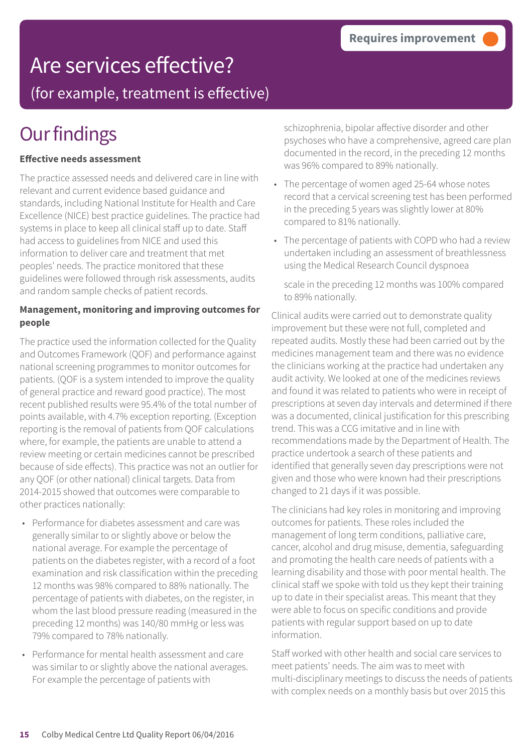Requires improvement

# Are services effective?

(for example, treatment is effective)

## Our findings

**Effective needs assessment**

The practice assessed needs and delivered care in line with relevant and current evidence based guidance and standards, including National Institute for Health and Care Excellence (NICE) best practice guidelines. The practice had systems in place to keep all clinical staff up to date. Staff had access to guidelines from NICE and used this information to deliver care and treatment that met peoples' needs. The practice monitored that these guidelines were followed through risk assessments, audits and random sample checks of patient records.

**Management, monitoring and improving outcomes for people**

The practice used the information collected for the Quality and Outcomes Framework (QOF) and performance against national screening programmes to monitor outcomes for patients. (QOF is a system intended to improve the quality of general practice and reward good practice). The most recent published results were 95.4% of the total number of points available, with 4.7% exception reporting. (Exception reporting is the removal of patients from QOF calculations where, for example, the patients are unable to attend a review meeting or certain medicines cannot be prescribed because of side effects). This practice was not an outlier for any QOF (or other national) clinical targets. Data from 2014-2015 showed that outcomes were comparable to other practices nationally:

- Performance for diabetes assessment and care was generally similar to or slightly above or below the national average. For example the percentage of patients on the diabetes register, with a record of a foot examination and risk classification within the preceding 12 months was 98% compared to 88% nationally. The percentage of patients with diabetes, on the register, in whom the last blood pressure reading (measured in the preceding 12 months) was 140/80 mmHg or less was 79% compared to 78% nationally.
- Performance for mental health assessment and care was similar to or slightly above the national averages. For example the percentage of patients with schizophrenia, bipolar affective disorder and other psychoses who have a comprehensive, agreed care plan documented in the record, in the preceding 12 months was 96% compared to 89% nationally.
- The percentage of women aged 25-64 whose notes record that a cervical screening test has been performed in the preceding 5 years was slightly lower at 80% compared to 81% nationally.
- The percentage of patients with COPD who had a review undertaken including an assessment of breathlessness using the Medical Research Council dyspnoea scale in the preceding 12 months was 100% compared to 89% nationally.

Clinical audits were carried out to demonstrate quality improvement but these were not full, completed and repeated audits. Mostly these had been carried out by the medicines management team and there was no evidence the clinicians working at the practice had undertaken any audit activity. We looked at one of the medicines reviews and found it was related to patients who were in receipt of prescriptions at seven day intervals and determined if there was a documented, clinical justification for this prescribing trend. This was a CCG imitative and in line with recommendations made by the Department of Health. The practice undertook a search of these patients and identified that generally seven day prescriptions were not given and those who were known had their prescriptions changed to 21 days if it was possible.

The clinicians had key roles in monitoring and improving outcomes for patients. These roles included the management of long term conditions, palliative care, cancer, alcohol and drug misuse, dementia, safeguarding and promoting the health care needs of patients with a learning disability and those with poor mental health. The clinical staff we spoke with told us they kept their training up to date in their specialist areas. This meant that they were able to focus on specific conditions and provide patients with regular support based on up to date information.

Staff worked with other health and social care services to meet patients' needs. The aim was to meet with multi-disciplinary meetings to discuss the needs of patients with complex needs on a monthly basis but over 2015 this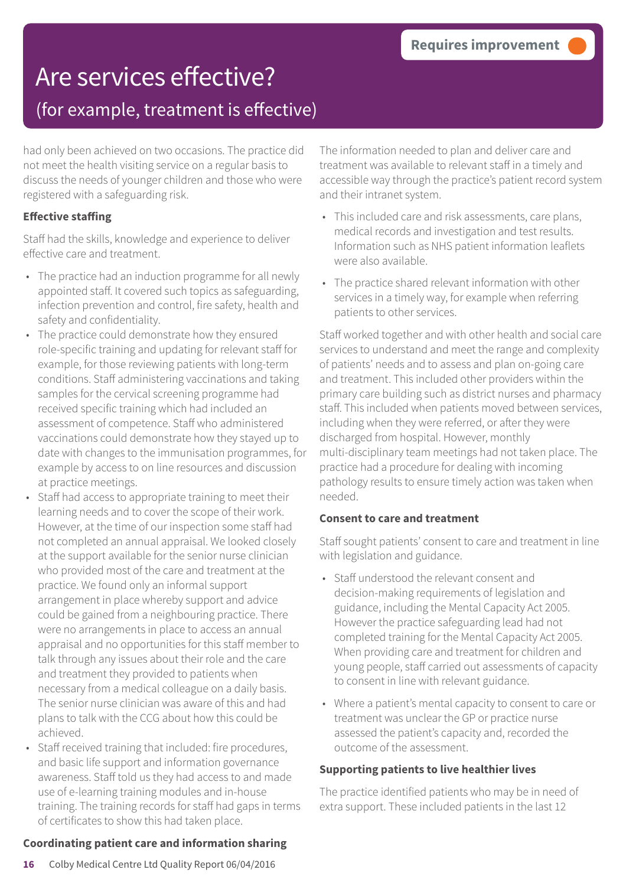Requires improvement

# Are services effective?

## (for example, treatment is effective)

had only been achieved on two occasions. The practice did not meet the health visiting service on a regular basis to discuss the needs of younger children and those who were registered with a safeguarding risk.

**Effective staffing**

Staff had the skills, knowledge and experience to deliver effective care and treatment.

- The practice had an induction programme for all newly appointed staff. It covered such topics as safeguarding, infection prevention and control, fire safety, health and safety and confidentiality.
- The practice could demonstrate how they ensured role-specific training and updating for relevant staff for example, for those reviewing patients with long-term conditions. Staff administering vaccinations and taking samples for the cervical screening programme had received specific training which had included an assessment of competence. Staff who administered vaccinations could demonstrate how they stayed up to date with changes to the immunisation programmes, for example by access to on line resources and discussion at practice meetings.
- Staff had access to appropriate training to meet their learning needs and to cover the scope of their work. However, at the time of our inspection some staff had not completed an annual appraisal. We looked closely at the support available for the senior nurse clinician who provided most of the care and treatment at the practice. We found only an informal support arrangement in place whereby support and advice could be gained from a neighbouring practice. There were no arrangements in place to access an annual appraisal and no opportunities for this staff member to talk through any issues about their role and the care and treatment they provided to patients when necessary from a medical colleague on a daily basis. The senior nurse clinician was aware of this and had plans to talk with the CCG about how this could be achieved.
- Staff received training that included: fire procedures, and basic life support and information governance awareness. Staff told us they had access to and made use of e-learning training modules and in-house training. The training records for staff had gaps in terms of certificates to show this had taken place.

**Coordinating patient care and information sharing**

The information needed to plan and deliver care and treatment was available to relevant staff in a timely and accessible way through the practice's patient record system and their intranet system.

- This included care and risk assessments, care plans, medical records and investigation and test results. Information such as NHS patient information leaflets were also available.
- The practice shared relevant information with other services in a timely way, for example when referring patients to other services.

Staff worked together and with other health and social care services to understand and meet the range and complexity of patients' needs and to assess and plan on-going care and treatment. This included other providers within the primary care building such as district nurses and pharmacy staff. This included when patients moved between services, including when they were referred, or after they were discharged from hospital. However, monthly multi-disciplinary team meetings had not taken place. The practice had a procedure for dealing with incoming pathology results to ensure timely action was taken when needed.

**Consent to care and treatment**

Staff sought patients' consent to care and treatment in line with legislation and guidance.

- Staff understood the relevant consent and decision-making requirements of legislation and guidance, including the Mental Capacity Act 2005. However the practice safeguarding lead had not completed training for the Mental Capacity Act 2005. When providing care and treatment for children and young people, staff carried out assessments of capacity to consent in line with relevant guidance.
- Where a patient's mental capacity to consent to care or treatment was unclear the GP or practice nurse assessed the patient's capacity and, recorded the outcome of the assessment.

**Supporting patients to live healthier lives**

The practice identified patients who may be in need of extra support. These included patients in the last 12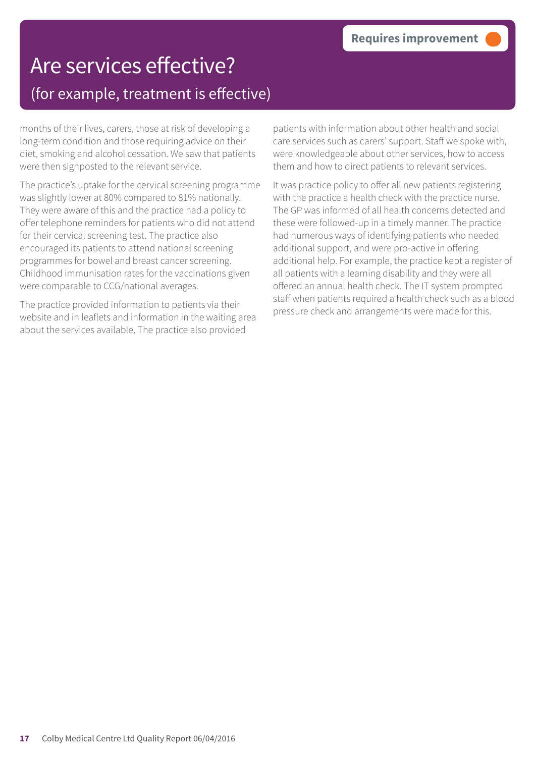# Are services effective?

## (for example, treatment is effective)

**Requires improvement**

months of their lives, carers, those at risk of developing a long-term condition and those requiring advice on their diet, smoking and alcohol cessation. We saw that patients were then signposted to the relevant service.

The practice's uptake for the cervical screening programme was slightly lower at 80% compared to 81% nationally. They were aware of this and the practice had a policy to offer telephone reminders for patients who did not attend for their cervical screening test. The practice also encouraged its patients to attend national screening programmes for bowel and breast cancer screening. Childhood immunisation rates for the vaccinations given were comparable to CCG/national averages.

The practice provided information to patients via their website and in leaflets and information in the waiting area about the services available. The practice also provided patients with information about other health and social care services such as carers' support. Staff we spoke with, were knowledgeable about other services, how to access them and how to direct patients to relevant services.

It was practice policy to offer all new patients registering with the practice a health check with the practice nurse. The GP was informed of all health concerns detected and these were followed-up in a timely manner. The practice had numerous ways of identifying patients who needed additional support, and were pro-active in offering additional help. For example, the practice kept a register of all patients with a learning disability and they were all offered an annual health check. The IT system prompted staff when patients required a health check such as a blood pressure check and arrangements were made for this.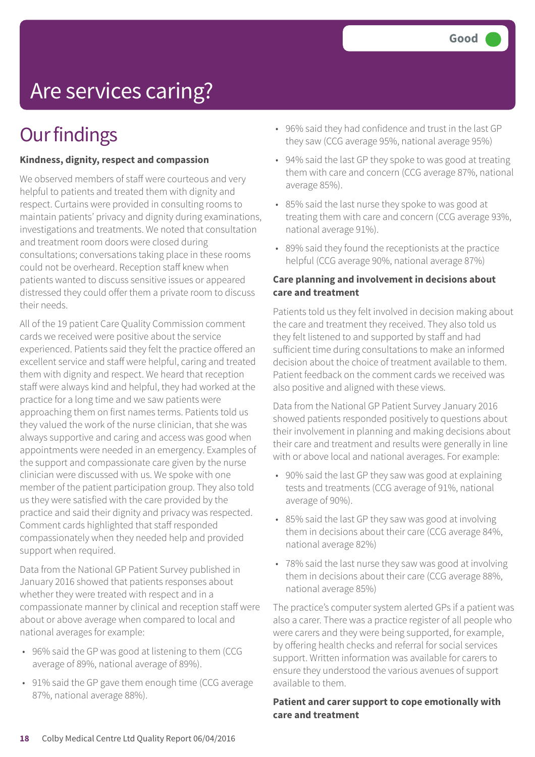# Are services caring?

**Good**

## Our findings

**Kindness, dignity, respect and compassion**

We observed members of staff were courteous and very helpful to patients and treated them with dignity and respect. Curtains were provided in consulting rooms to maintain patients' privacy and dignity during examinations, investigations and treatments. We noted that consultation and treatment room doors were closed during consultations; conversations taking place in these rooms could not be overheard. Reception staff knew when patients wanted to discuss sensitive issues or appeared distressed they could offer them a private room to discuss their needs.

All of the 19 patient Care Quality Commission comment cards we received were positive about the service experienced. Patients said they felt the practice offered an excellent service and staff were helpful, caring and treated them with dignity and respect. We heard that reception staff were always kind and helpful, they had worked at the practice for a long time and we saw patients were approaching them on first names terms. Patients told us they valued the work of the nurse clinician, that she was always supportive and caring and access was good when appointments were needed in an emergency. Examples of the support and compassionate care given by the nurse clinician were discussed with us. We spoke with one member of the patient participation group. They also told us they were satisfied with the care provided by the practice and said their dignity and privacy was respected. Comment cards highlighted that staff responded compassionately when they needed help and provided support when required.

Data from the National GP Patient Survey published in January 2016 showed that patients responses about whether they were treated with respect and in a compassionate manner by clinical and reception staff were about or above average when compared to local and national averages for example:

- 96% said the GP was good at listening to them (CCG average of 89%, national average of 89%).
- 91% said the GP gave them enough time (CCG average 87%, national average 88%).
- 96% said they had confidence and trust in the last GP they saw (CCG average 95%, national average 95%)
- 94% said the last GP they spoke to was good at treating them with care and concern (CCG average 87%, national average 85%).
- 85% said the last nurse they spoke to was good at treating them with care and concern (CCG average 93%, national average 91%).
- 89% said they found the receptionists at the practice helpful (CCG average 90%, national average 87%)

**Care planning and involvement in decisions about care and treatment**

Patients told us they felt involved in decision making about the care and treatment they received. They also told us they felt listened to and supported by staff and had sufficient time during consultations to make an informed decision about the choice of treatment available to them. Patient feedback on the comment cards we received was also positive and aligned with these views.

Data from the National GP Patient Survey January 2016 showed patients responded positively to questions about their involvement in planning and making decisions about their care and treatment and results were generally in line with or above local and national averages. For example:

- 90% said the last GP they saw was good at explaining tests and treatments (CCG average of 91%, national average of 90%).
- 85% said the last GP they saw was good at involving them in decisions about their care (CCG average 84%, national average 82%)
- 78% said the last nurse they saw was good at involving them in decisions about their care (CCG average 88%, national average 85%)

The practice's computer system alerted GPs if a patient was also a carer. There was a practice register of all people who were carers and they were being supported, for example, by offering health checks and referral for social services support. Written information was available for carers to ensure they understood the various avenues of support available to them.

**Patient and carer support to cope emotionally with care and treatment**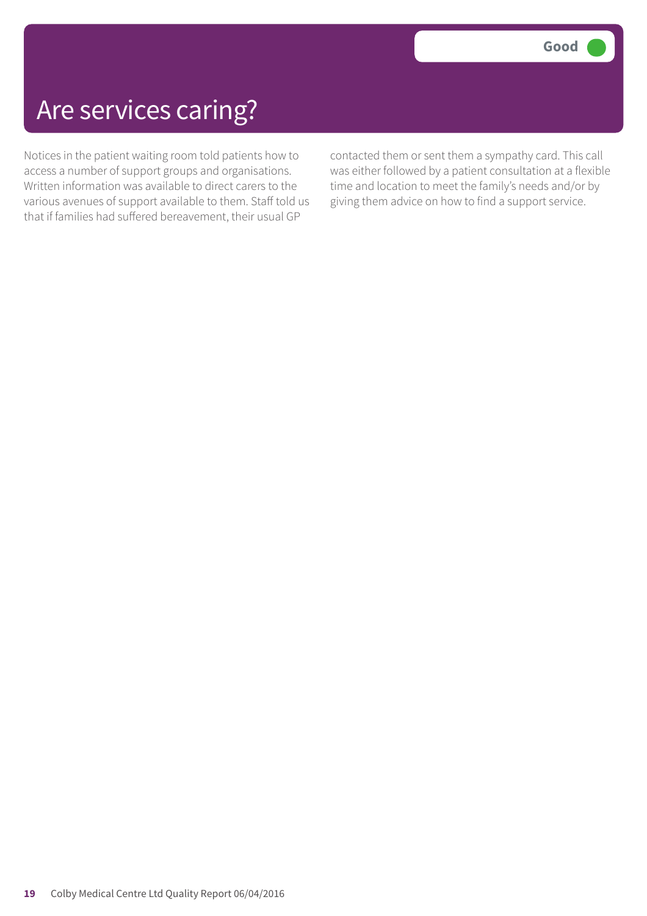# Are services caring?

Good

Notices in the patient waiting room told patients how to access a number of support groups and organisations. Written information was available to direct carers to the various avenues of support available to them. Staff told us that if families had suffered bereavement, their usual GP contacted them or sent them a sympathy card. This call was either followed by a patient consultation at a flexible time and location to meet the family's needs and/or by giving them advice on how to find a support service.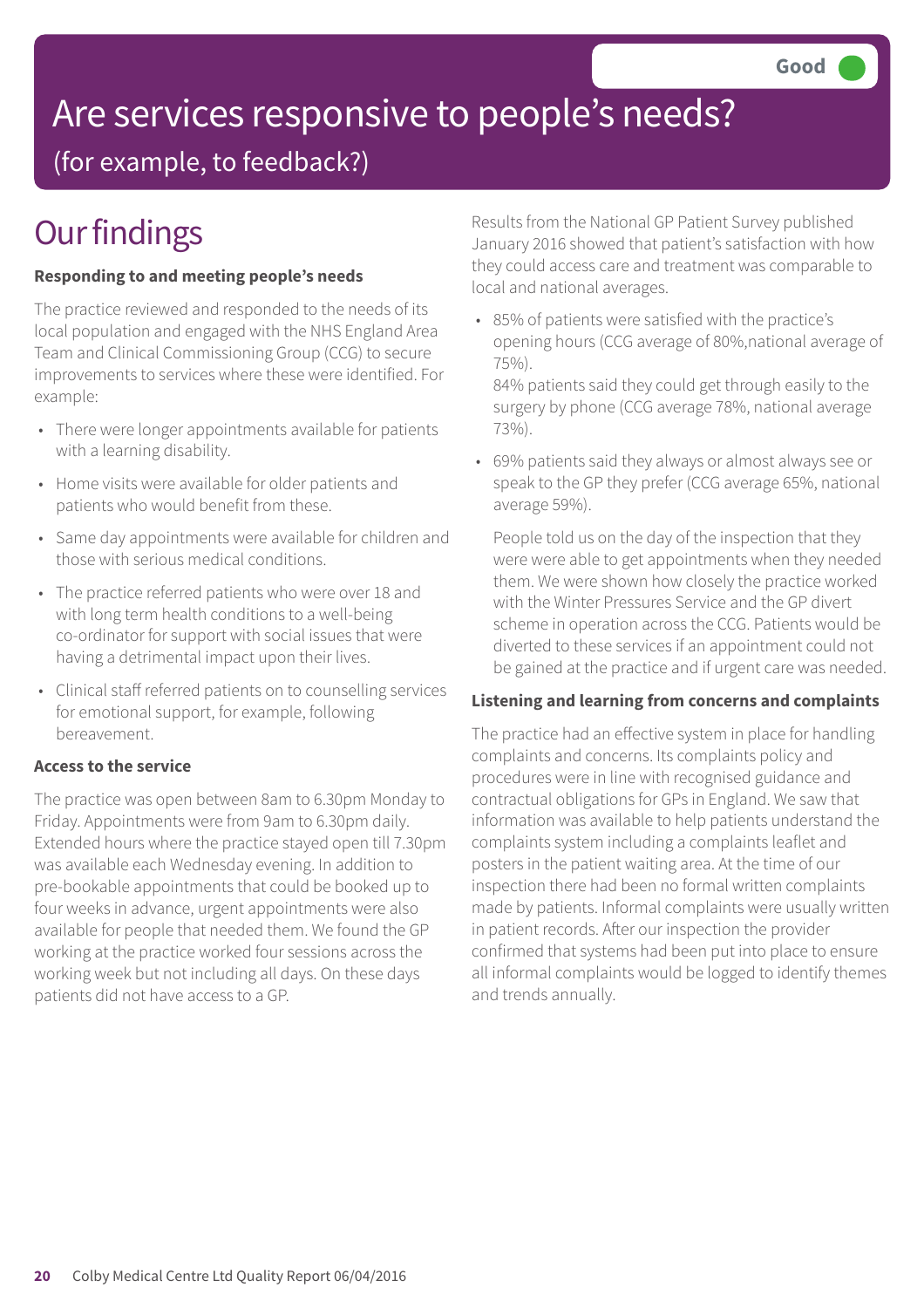Good

# Are services responsive to people's needs?

(for example, to feedback?)

## Our findings

**Responding to and meeting people's needs**

The practice reviewed and responded to the needs of its local population and engaged with the NHS England Area Team and Clinical Commissioning Group (CCG) to secure improvements to services where these were identified. For example:

- There were longer appointments available for patients with a learning disability.
- Home visits were available for older patients and patients who would benefit from these.
- Same day appointments were available for children and those with serious medical conditions.
- The practice referred patients who were over 18 and with long term health conditions to a well-being co-ordinator for support with social issues that were having a detrimental impact upon their lives.
- Clinical staff referred patients on to counselling services for emotional support, for example, following bereavement.

**Access to the service**

The practice was open between 8am to 6.30pm Monday to Friday. Appointments were from 9am to 6.30pm daily. Extended hours where the practice stayed open till 7.30pm was available each Wednesday evening. In addition to pre-bookable appointments that could be booked up to four weeks in advance, urgent appointments were also available for people that needed them. We found the GP working at the practice worked four sessions across the working week but not including all days. On these days patients did not have access to a GP.

Results from the National GP Patient Survey published January 2016 showed that patient's satisfaction with how they could access care and treatment was comparable to local and national averages.

- 85% of patients were satisfied with the practice's opening hours (CCG average of 80%,national average of 75%).
  84% patients said they could get through easily to the surgery by phone (CCG average 78%, national average 73%).
- 69% patients said they always or almost always see or speak to the GP they prefer (CCG average 65%, national average 59%).

  People told us on the day of the inspection that they were were able to get appointments when they needed them. We were shown how closely the practice worked with the Winter Pressures Service and the GP divert scheme in operation across the CCG. Patients would be diverted to these services if an appointment could not be gained at the practice and if urgent care was needed.

**Listening and learning from concerns and complaints**

The practice had an effective system in place for handling complaints and concerns. Its complaints policy and procedures were in line with recognised guidance and contractual obligations for GPs in England. We saw that information was available to help patients understand the complaints system including a complaints leaflet and posters in the patient waiting area. At the time of our inspection there had been no formal written complaints made by patients. Informal complaints were usually written in patient records. After our inspection the provider confirmed that systems had been put into place to ensure all informal complaints would be logged to identify themes and trends annually.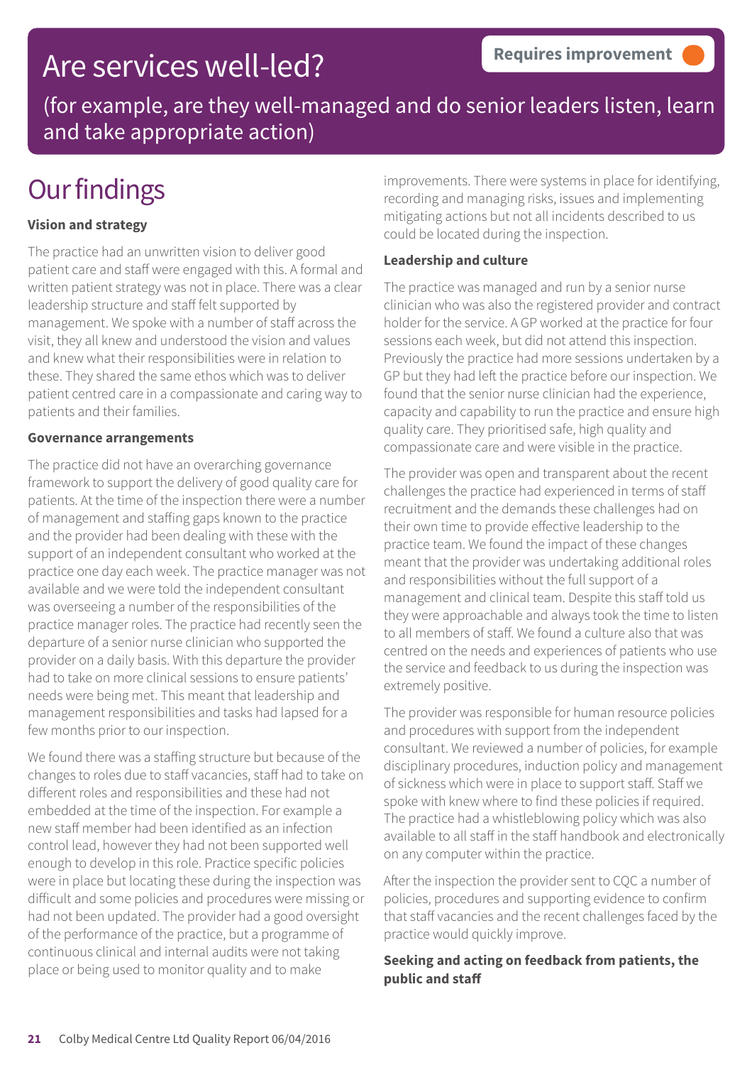# Are services well-led?

**Requires improvement**

(for example, are they well-managed and do senior leaders listen, learn and take appropriate action)

## Our findings

**Vision and strategy**

The practice had an unwritten vision to deliver good patient care and staff were engaged with this. A formal and written patient strategy was not in place. There was a clear leadership structure and staff felt supported by management. We spoke with a number of staff across the visit, they all knew and understood the vision and values and knew what their responsibilities were in relation to these. They shared the same ethos which was to deliver patient centred care in a compassionate and caring way to patients and their families.

**Governance arrangements**

The practice did not have an overarching governance framework to support the delivery of good quality care for patients. At the time of the inspection there were a number of management and staffing gaps known to the practice and the provider had been dealing with these with the support of an independent consultant who worked at the practice one day each week. The practice manager was not available and we were told the independent consultant was overseeing a number of the responsibilities of the practice manager roles. The practice had recently seen the departure of a senior nurse clinician who supported the provider on a daily basis. With this departure the provider had to take on more clinical sessions to ensure patients' needs were being met. This meant that leadership and management responsibilities and tasks had lapsed for a few months prior to our inspection.

We found there was a staffing structure but because of the changes to roles due to staff vacancies, staff had to take on different roles and responsibilities and these had not embedded at the time of the inspection. For example a new staff member had been identified as an infection control lead, however they had not been supported well enough to develop in this role. Practice specific policies were in place but locating these during the inspection was difficult and some policies and procedures were missing or had not been updated. The provider had a good oversight of the performance of the practice, but a programme of continuous clinical and internal audits were not taking place or being used to monitor quality and to make improvements. There were systems in place for identifying, recording and managing risks, issues and implementing mitigating actions but not all incidents described to us could be located during the inspection.

**Leadership and culture**

The practice was managed and run by a senior nurse clinician who was also the registered provider and contract holder for the service. A GP worked at the practice for four sessions each week, but did not attend this inspection. Previously the practice had more sessions undertaken by a GP but they had left the practice before our inspection. We found that the senior nurse clinician had the experience, capacity and capability to run the practice and ensure high quality care. They prioritised safe, high quality and compassionate care and were visible in the practice.

The provider was open and transparent about the recent challenges the practice had experienced in terms of staff recruitment and the demands these challenges had on their own time to provide effective leadership to the practice team. We found the impact of these changes meant that the provider was undertaking additional roles and responsibilities without the full support of a management and clinical team. Despite this staff told us they were approachable and always took the time to listen to all members of staff. We found a culture also that was centred on the needs and experiences of patients who use the service and feedback to us during the inspection was extremely positive.

The provider was responsible for human resource policies and procedures with support from the independent consultant. We reviewed a number of policies, for example disciplinary procedures, induction policy and management of sickness which were in place to support staff. Staff we spoke with knew where to find these policies if required. The practice had a whistleblowing policy which was also available to all staff in the staff handbook and electronically on any computer within the practice.

After the inspection the provider sent to CQC a number of policies, procedures and supporting evidence to confirm that staff vacancies and the recent challenges faced by the practice would quickly improve.

**Seeking and acting on feedback from patients, the public and staff**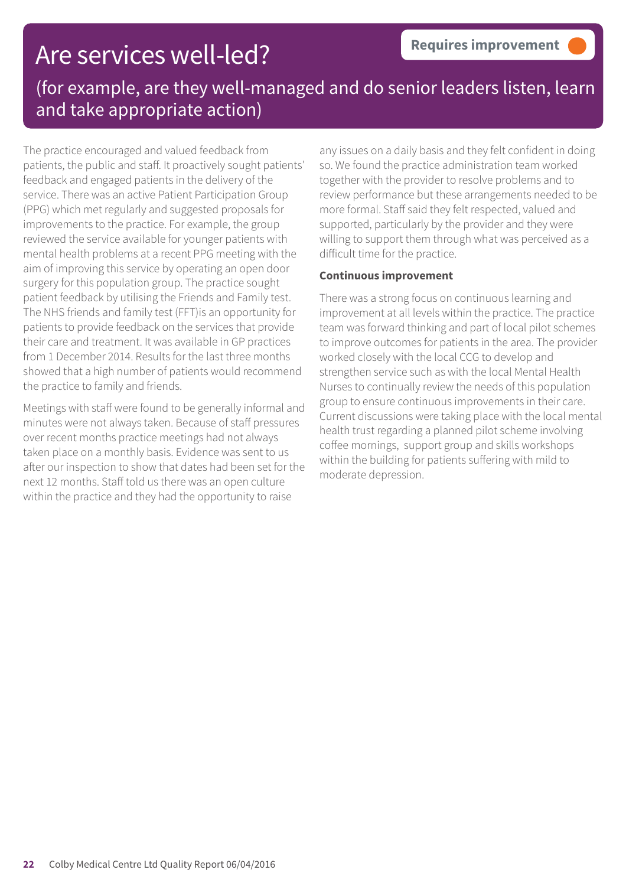# Are services well-led?

**Requires improvement**

(for example, are they well-managed and do senior leaders listen, learn and take appropriate action)

The practice encouraged and valued feedback from patients, the public and staff. It proactively sought patients' feedback and engaged patients in the delivery of the service. There was an active Patient Participation Group (PPG) which met regularly and suggested proposals for improvements to the practice. For example, the group reviewed the service available for younger patients with mental health problems at a recent PPG meeting with the aim of improving this service by operating an open door surgery for this population group. The practice sought patient feedback by utilising the Friends and Family test. The NHS friends and family test (FFT)is an opportunity for patients to provide feedback on the services that provide their care and treatment. It was available in GP practices from 1 December 2014. Results for the last three months showed that a high number of patients would recommend the practice to family and friends.

Meetings with staff were found to be generally informal and minutes were not always taken. Because of staff pressures over recent months practice meetings had not always taken place on a monthly basis. Evidence was sent to us after our inspection to show that dates had been set for the next 12 months. Staff told us there was an open culture within the practice and they had the opportunity to raise any issues on a daily basis and they felt confident in doing so. We found the practice administration team worked together with the provider to resolve problems and to review performance but these arrangements needed to be more formal. Staff said they felt respected, valued and supported, particularly by the provider and they were willing to support them through what was perceived as a difficult time for the practice.

**Continuous improvement**

There was a strong focus on continuous learning and improvement at all levels within the practice. The practice team was forward thinking and part of local pilot schemes to improve outcomes for patients in the area. The provider worked closely with the local CCG to develop and strengthen service such as with the local Mental Health Nurses to continually review the needs of this population group to ensure continuous improvements in their care. Current discussions were taking place with the local mental health trust regarding a planned pilot scheme involving coffee mornings, support group and skills workshops within the building for patients suffering with mild to moderate depression.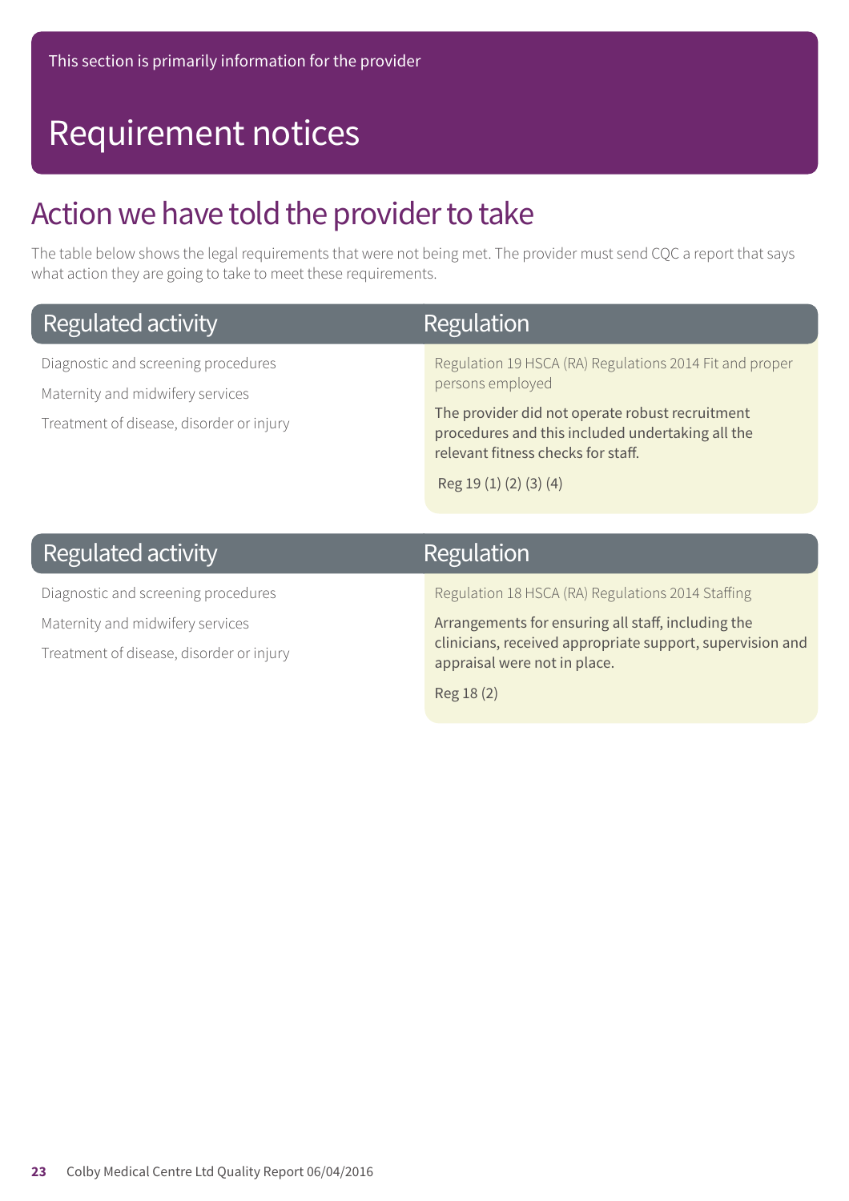This section is primarily information for the provider

# Requirement notices

## Action we have told the provider to take

The table below shows the legal requirements that were not being met. The provider must send CQC a report that says what action they are going to take to meet these requirements.

| Regulated activity | Regulation |
| --- | --- |
| Diagnostic and screening procedures<br>Maternity and midwifery services<br>Treatment of disease, disorder or injury | Regulation 19 HSCA (RA) Regulations 2014 Fit and proper persons employed<br>The provider did not operate robust recruitment procedures and this included undertaking all the relevant fitness checks for staff.<br>Reg 19 (1) (2) (3) (4) |

| Regulated activity | Regulation |
| --- | --- |
| Diagnostic and screening procedures<br>Maternity and midwifery services<br>Treatment of disease, disorder or injury | Regulation 18 HSCA (RA) Regulations 2014 Staffing<br>Arrangements for ensuring all staff, including the clinicians, received appropriate support, supervision and appraisal were not in place.<br>Reg 18 (2) |